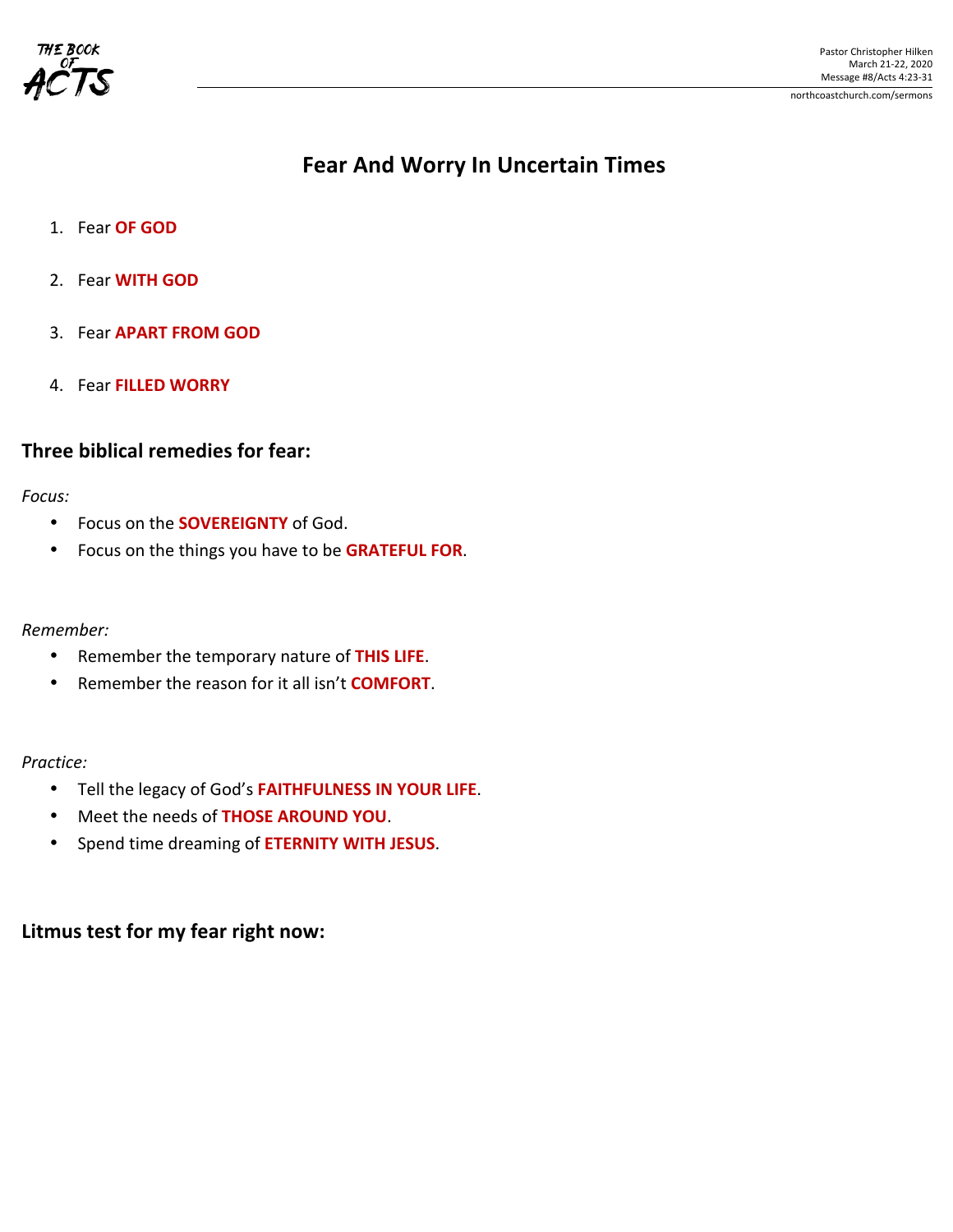Pastor Christopher Hilken
March 21-22, 2020
Message #8/Acts 4:23-31
northcoastchurch.com/sermons

# Fear And Worry In Uncertain Times

1. Fear **OF GOD**
2. Fear **WITH GOD**
3. Fear **APART FROM GOD**
4. Fear **FILLED WORRY**

## Three biblical remedies for fear:

*Focus:*

- Focus on the **SOVEREIGNTY** of God.
- Focus on the things you have to be **GRATEFUL FOR**.

*Remember:*

- Remember the temporary nature of **THIS LIFE**.
- Remember the reason for it all isn't **COMFORT**.

*Practice:*

- Tell the legacy of God's **FAITHFULNESS IN YOUR LIFE**.
- Meet the needs of **THOSE AROUND YOU**.
- Spend time dreaming of **ETERNITY WITH JESUS**.

## Litmus test for my fear right now: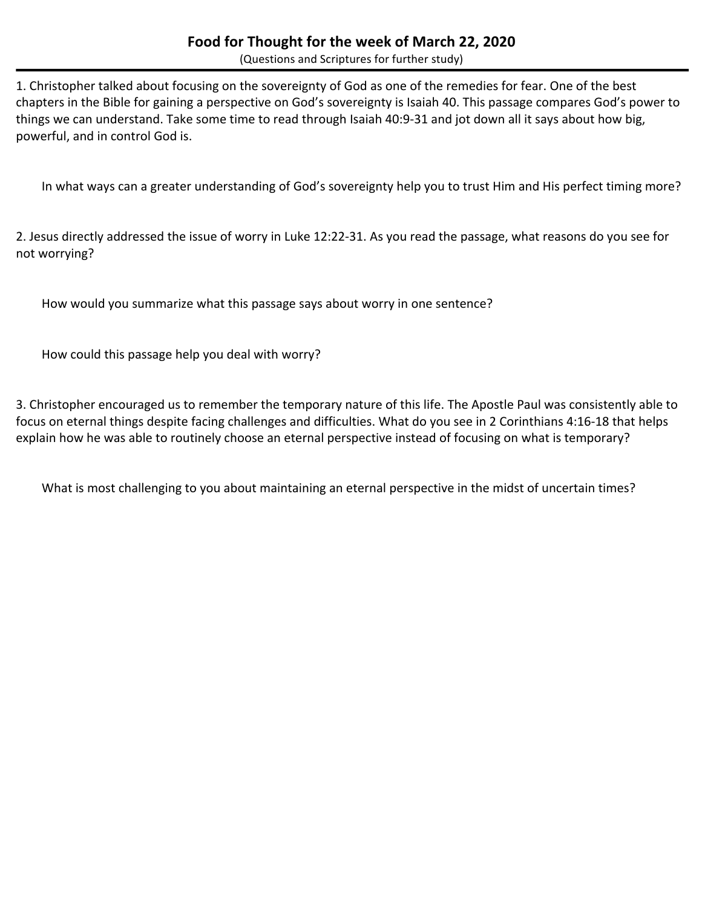# Food for Thought for the week of March 22, 2020

(Questions and Scriptures for further study)

1. Christopher talked about focusing on the sovereignty of God as one of the remedies for fear. One of the best chapters in the Bible for gaining a perspective on God's sovereignty is Isaiah 40. This passage compares God's power to things we can understand. Take some time to read through Isaiah 40:9-31 and jot down all it says about how big, powerful, and in control God is.

   In what ways can a greater understanding of God's sovereignty help you to trust Him and His perfect timing more?

2. Jesus directly addressed the issue of worry in Luke 12:22-31. As you read the passage, what reasons do you see for not worrying?

   How would you summarize what this passage says about worry in one sentence?

   How could this passage help you deal with worry?

3. Christopher encouraged us to remember the temporary nature of this life. The Apostle Paul was consistently able to focus on eternal things despite facing challenges and difficulties. What do you see in 2 Corinthians 4:16-18 that helps explain how he was able to routinely choose an eternal perspective instead of focusing on what is temporary?

   What is most challenging to you about maintaining an eternal perspective in the midst of uncertain times?